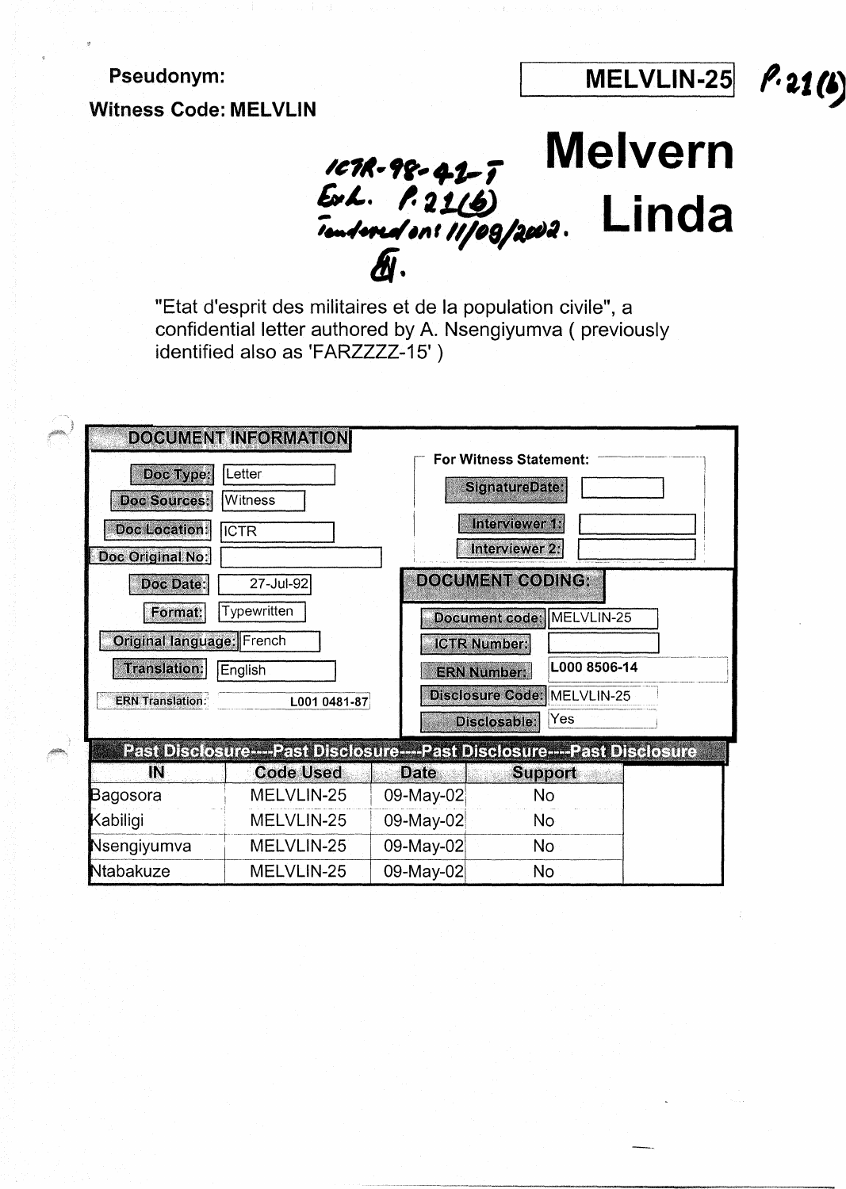Pseudonym:

Witness Code: MELVLIN

MELVLIN-25 P.21(b)

ICTR-98-41-T
Exh. P.21(b)
Tendered on 11/09/2002.

# Melvern Linda

"Etat d'esprit des militaires et de la population civile", a confidential letter authored by A. Nsengiyumva ( previously identified also as 'FARZZZZ-15' )

## DOCUMENT INFORMATION

| Field | Value |
|---|---|
| Doc Type: | Letter |
| Doc Sources: | Witness |
| Doc Location: | ICTR |
| Doc Original No: | |
| Doc Date: | 27-Jul-92 |
| Format: | Typewritten |
| Original language: | French |
| Translation: | English |
| ERN Translation: | L001 0481-87 |

**For Witness Statement:**

| Field | Value |
|---|---|
| SignatureDate: | |
| Interviewer 1: | |
| Interviewer 2: | |

## DOCUMENT CODING:

| Field | Value |
|---|---|
| Document code: | MELVLIN-25 |
| ICTR Number: | |
| ERN Number: | L000 8506-14 |
| Disclosure Code: | MELVLIN-25 |
| Disclosable: | Yes |

## Past Disclosure----Past Disclosure----Past Disclosure----Past Disclosure

| IN | Code Used | Date | Support |
|---|---|---|---|
| Bagosora | MELVLIN-25 | 09-May-02 | No |
| Kabiligi | MELVLIN-25 | 09-May-02 | No |
| Nsengiyumva | MELVLIN-25 | 09-May-02 | No |
| Ntabakuze | MELVLIN-25 | 09-May-02 | No |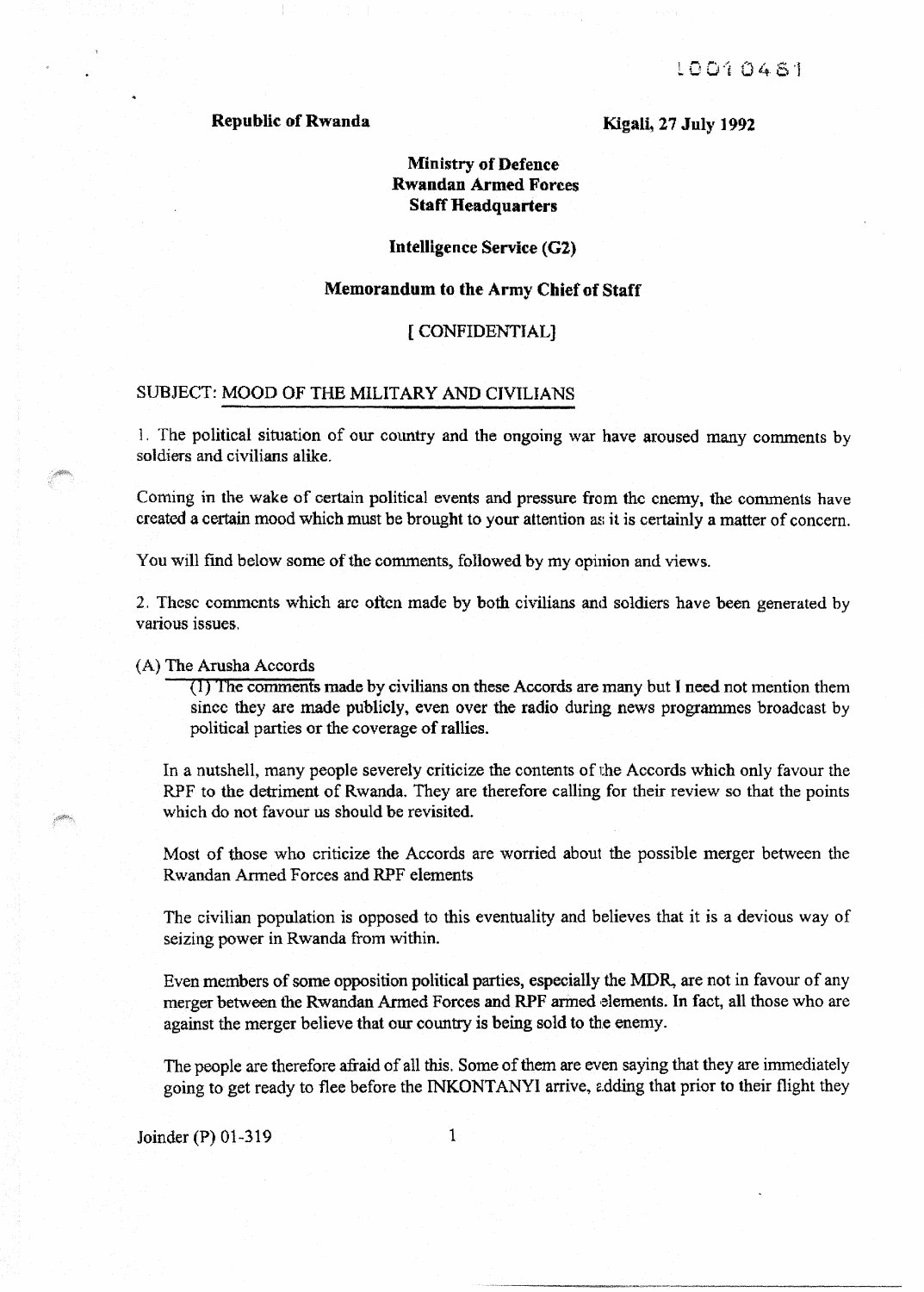L0010481

**Republic of Rwanda** **Kigali, 27 July 1992**

**Ministry of Defence**
**Rwandan Armed Forces**
**Staff Headquarters**

**Intelligence Service (G2)**

**Memorandum to the Army Chief of Staff**

[ CONFIDENTIAL]

SUBJECT: MOOD OF THE MILITARY AND CIVILIANS

1. The political situation of our country and the ongoing war have aroused many comments by soldiers and civilians alike.

Coming in the wake of certain political events and pressure from the enemy, the comments have created a certain mood which must be brought to your attention as it is certainly a matter of concern.

You will find below some of the comments, followed by my opinion and views.

2. These comments which are often made by both civilians and soldiers have been generated by various issues.

(A) The Arusha Accords

(1) The comments made by civilians on these Accords are many but I need not mention them since they are made publicly, even over the radio during news programmes broadcast by political parties or the coverage of rallies.

In a nutshell, many people severely criticize the contents of the Accords which only favour the RPF to the detriment of Rwanda. They are therefore calling for their review so that the points which do not favour us should be revisited.

Most of those who criticize the Accords are worried about the possible merger between the Rwandan Armed Forces and RPF elements

The civilian population is opposed to this eventuality and believes that it is a devious way of seizing power in Rwanda from within.

Even members of some opposition political parties, especially the MDR, are not in favour of any merger between the Rwandan Armed Forces and RPF armed elements. In fact, all those who are against the merger believe that our country is being sold to the enemy.

The people are therefore afraid of all this. Some of them are even saying that they are immediately going to get ready to flee before the INKONTANYI arrive, adding that prior to their flight they

Joinder (P) 01-319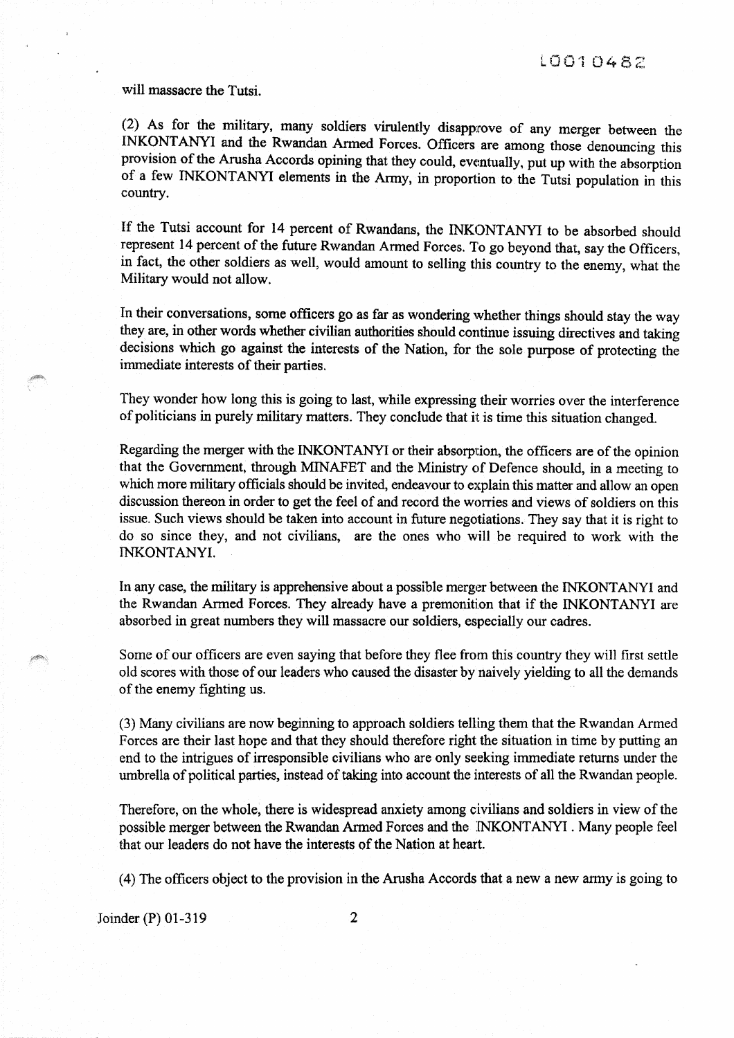will massacre the Tutsi.

(2) As for the military, many soldiers virulently disapprove of any merger between the INKONTANYI and the Rwandan Armed Forces. Officers are among those denouncing this provision of the Arusha Accords opining that they could, eventually, put up with the absorption of a few INKONTANYI elements in the Army, in proportion to the Tutsi population in this country.

If the Tutsi account for 14 percent of Rwandans, the INKONTANYI to be absorbed should represent 14 percent of the future Rwandan Armed Forces. To go beyond that, say the Officers, in fact, the other soldiers as well, would amount to selling this country to the enemy, what the Military would not allow.

In their conversations, some officers go as far as wondering whether things should stay the way they are, in other words whether civilian authorities should continue issuing directives and taking decisions which go against the interests of the Nation, for the sole purpose of protecting the immediate interests of their parties.

They wonder how long this is going to last, while expressing their worries over the interference of politicians in purely military matters. They conclude that it is time this situation changed.

Regarding the merger with the INKONTANYI or their absorption, the officers are of the opinion that the Government, through MINAFET and the Ministry of Defence should, in a meeting to which more military officials should be invited, endeavour to explain this matter and allow an open discussion thereon in order to get the feel of and record the worries and views of soldiers on this issue. Such views should be taken into account in future negotiations. They say that it is right to do so since they, and not civilians, are the ones who will be required to work with the INKONTANYI.

In any case, the military is apprehensive about a possible merger between the INKONTANYI and the Rwandan Armed Forces. They already have a premonition that if the INKONTANYI are absorbed in great numbers they will massacre our soldiers, especially our cadres.

Some of our officers are even saying that before they flee from this country they will first settle old scores with those of our leaders who caused the disaster by naively yielding to all the demands of the enemy fighting us.

(3) Many civilians are now beginning to approach soldiers telling them that the Rwandan Armed Forces are their last hope and that they should therefore right the situation in time by putting an end to the intrigues of irresponsible civilians who are only seeking immediate returns under the umbrella of political parties, instead of taking into account the interests of all the Rwandan people.

Therefore, on the whole, there is widespread anxiety among civilians and soldiers in view of the possible merger between the Rwandan Armed Forces and the INKONTANYI . Many people feel that our leaders do not have the interests of the Nation at heart.

(4) The officers object to the provision in the Arusha Accords that a new a new army is going to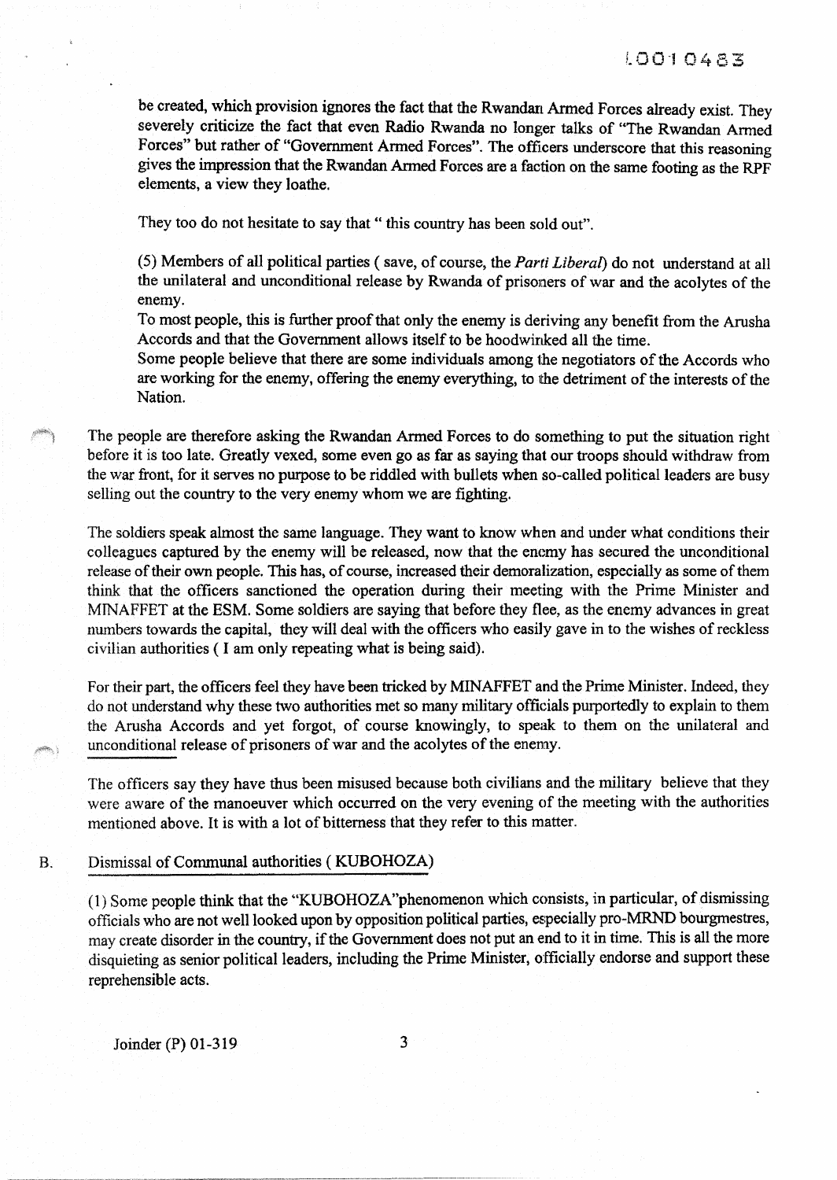be created, which provision ignores the fact that the Rwandan Armed Forces already exist. They severely criticize the fact that even Radio Rwanda no longer talks of "The Rwandan Armed Forces" but rather of "Government Armed Forces". The officers underscore that this reasoning gives the impression that the Rwandan Armed Forces are a faction on the same footing as the RPF elements, a view they loathe.

They too do not hesitate to say that " this country has been sold out".

(5) Members of all political parties ( save, of course, the *Parti Liberal*) do not understand at all the unilateral and unconditional release by Rwanda of prisoners of war and the acolytes of the enemy.

To most people, this is further proof that only the enemy is deriving any benefit from the Arusha Accords and that the Government allows itself to be hoodwinked all the time.

Some people believe that there are some individuals among the negotiators of the Accords who are working for the enemy, offering the enemy everything, to the detriment of the interests of the Nation.

The people are therefore asking the Rwandan Armed Forces to do something to put the situation right before it is too late. Greatly vexed, some even go as far as saying that our troops should withdraw from the war front, for it serves no purpose to be riddled with bullets when so-called political leaders are busy selling out the country to the very enemy whom we are fighting.

The soldiers speak almost the same language. They want to know when and under what conditions their colleagues captured by the enemy will be released, now that the enemy has secured the unconditional release of their own people. This has, of course, increased their demoralization, especially as some of them think that the officers sanctioned the operation during their meeting with the Prime Minister and MINAFFET at the ESM. Some soldiers are saying that before they flee, as the enemy advances in great numbers towards the capital, they will deal with the officers who easily gave in to the wishes of reckless civilian authorities ( I am only repeating what is being said).

For their part, the officers feel they have been tricked by MINAFFET and the Prime Minister. Indeed, they do not understand why these two authorities met so many military officials purportedly to explain to them the Arusha Accords and yet forgot, of course knowingly, to speak to them on the unilateral and unconditional release of prisoners of war and the acolytes of the enemy.

The officers say they have thus been misused because both civilians and the military believe that they were aware of the manoeuver which occurred on the very evening of the meeting with the authorities mentioned above. It is with a lot of bitterness that they refer to this matter.

B. Dismissal of Communal authorities ( KUBOHOZA)

(1) Some people think that the "KUBOHOZA"phenomenon which consists, in particular, of dismissing officials who are not well looked upon by opposition political parties, especially pro-MRND bourgmestres, may create disorder in the country, if the Government does not put an end to it in time. This is all the more disquieting as senior political leaders, including the Prime Minister, officially endorse and support these reprehensible acts.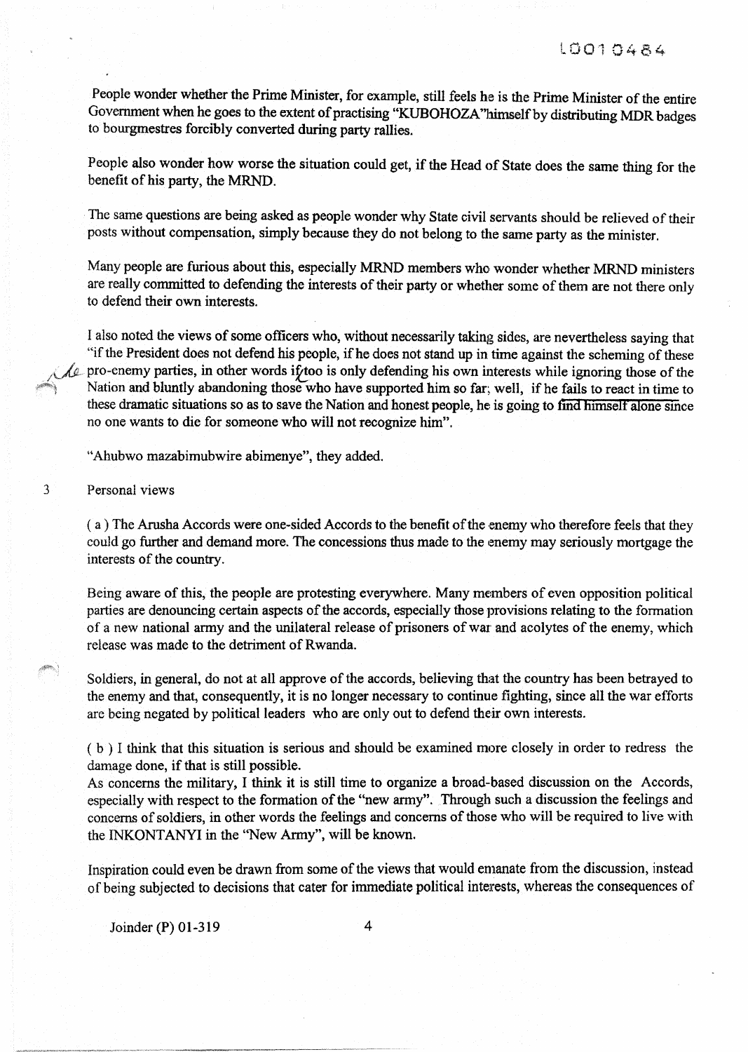People wonder whether the Prime Minister, for example, still feels he is the Prime Minister of the entire Government when he goes to the extent of practising "KUBOHOZA"himself by distributing MDR badges to bourgmestres forcibly converted during party rallies.

People also wonder how worse the situation could get, if the Head of State does the same thing for the benefit of his party, the MRND.

The same questions are being asked as people wonder why State civil servants should be relieved of their posts without compensation, simply because they do not belong to the same party as the minister.

Many people are furious about this, especially MRND members who wonder whether MRND ministers are really committed to defending the interests of their party or whether some of them are not there only to defend their own interests.

I also noted the views of some officers who, without necessarily taking sides, are nevertheless saying that "if the President does not defend his people, if he does not stand up in time against the scheming of these pro-enemy parties, in other words if he too is only defending his own interests while ignoring those of the Nation and bluntly abandoning those who have supported him so far; well, if he fails to react in time to these dramatic situations so as to save the Nation and honest people, he is going to find himself alone since no one wants to die for someone who will not recognize him".

"Ahubwo mazabimubwire abimenye", they added.

3 Personal views

( a ) The Arusha Accords were one-sided Accords to the benefit of the enemy who therefore feels that they could go further and demand more. The concessions thus made to the enemy may seriously mortgage the interests of the country.

Being aware of this, the people are protesting everywhere. Many members of even opposition political parties are denouncing certain aspects of the accords, especially those provisions relating to the formation of a new national army and the unilateral release of prisoners of war and acolytes of the enemy, which release was made to the detriment of Rwanda.

Soldiers, in general, do not at all approve of the accords, believing that the country has been betrayed to the enemy and that, consequently, it is no longer necessary to continue fighting, since all the war efforts are being negated by political leaders who are only out to defend their own interests.

( b ) I think that this situation is serious and should be examined more closely in order to redress the damage done, if that is still possible.
As concerns the military, I think it is still time to organize a broad-based discussion on the Accords, especially with respect to the formation of the "new army". Through such a discussion the feelings and concerns of soldiers, in other words the feelings and concerns of those who will be required to live with the INKONTANYI in the "New Army", will be known.

Inspiration could even be drawn from some of the views that would emanate from the discussion, instead of being subjected to decisions that cater for immediate political interests, whereas the consequences of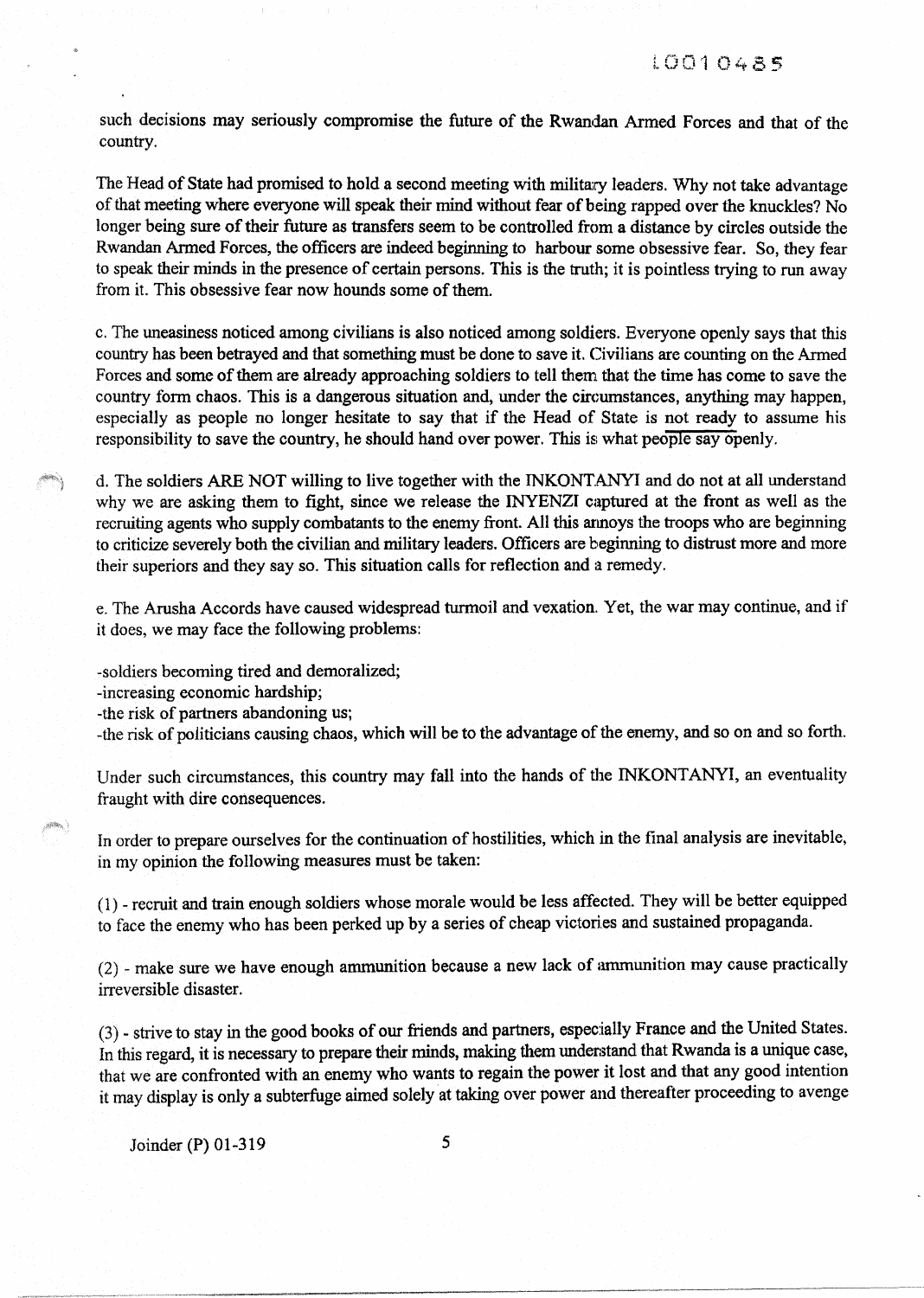such decisions may seriously compromise the future of the Rwandan Armed Forces and that of the country.

The Head of State had promised to hold a second meeting with military leaders. Why not take advantage of that meeting where everyone will speak their mind without fear of being rapped over the knuckles? No longer being sure of their future as transfers seem to be controlled from a distance by circles outside the Rwandan Armed Forces, the officers are indeed beginning to harbour some obsessive fear. So, they fear to speak their minds in the presence of certain persons. This is the truth; it is pointless trying to run away from it. This obsessive fear now hounds some of them.

c. The uneasiness noticed among civilians is also noticed among soldiers. Everyone openly says that this country has been betrayed and that something must be done to save it. Civilians are counting on the Armed Forces and some of them are already approaching soldiers to tell them that the time has come to save the country form chaos. This is a dangerous situation and, under the circumstances, anything may happen, especially as people no longer hesitate to say that if the Head of State is not ready to assume his responsibility to save the country, he should hand over power. This is what people say openly.

d. The soldiers ARE NOT willing to live together with the INKONTANYI and do not at all understand why we are asking them to fight, since we release the INYENZI captured at the front as well as the recruiting agents who supply combatants to the enemy front. All this annoys the troops who are beginning to criticize severely both the civilian and military leaders. Officers are beginning to distrust more and more their superiors and they say so. This situation calls for reflection and a remedy.

e. The Arusha Accords have caused widespread turmoil and vexation. Yet, the war may continue, and if it does, we may face the following problems:

-soldiers becoming tired and demoralized;
-increasing economic hardship;
-the risk of partners abandoning us;
-the risk of politicians causing chaos, which will be to the advantage of the enemy, and so on and so forth.

Under such circumstances, this country may fall into the hands of the INKONTANYI, an eventuality fraught with dire consequences.

In order to prepare ourselves for the continuation of hostilities, which in the final analysis are inevitable, in my opinion the following measures must be taken:

(1) - recruit and train enough soldiers whose morale would be less affected. They will be better equipped to face the enemy who has been perked up by a series of cheap victories and sustained propaganda.

(2) - make sure we have enough ammunition because a new lack of ammunition may cause practically irreversible disaster.

(3) - strive to stay in the good books of our friends and partners, especially France and the United States. In this regard, it is necessary to prepare their minds, making them understand that Rwanda is a unique case, that we are confronted with an enemy who wants to regain the power it lost and that any good intention it may display is only a subterfuge aimed solely at taking over power and thereafter proceeding to avenge

Joinder (P) 01-319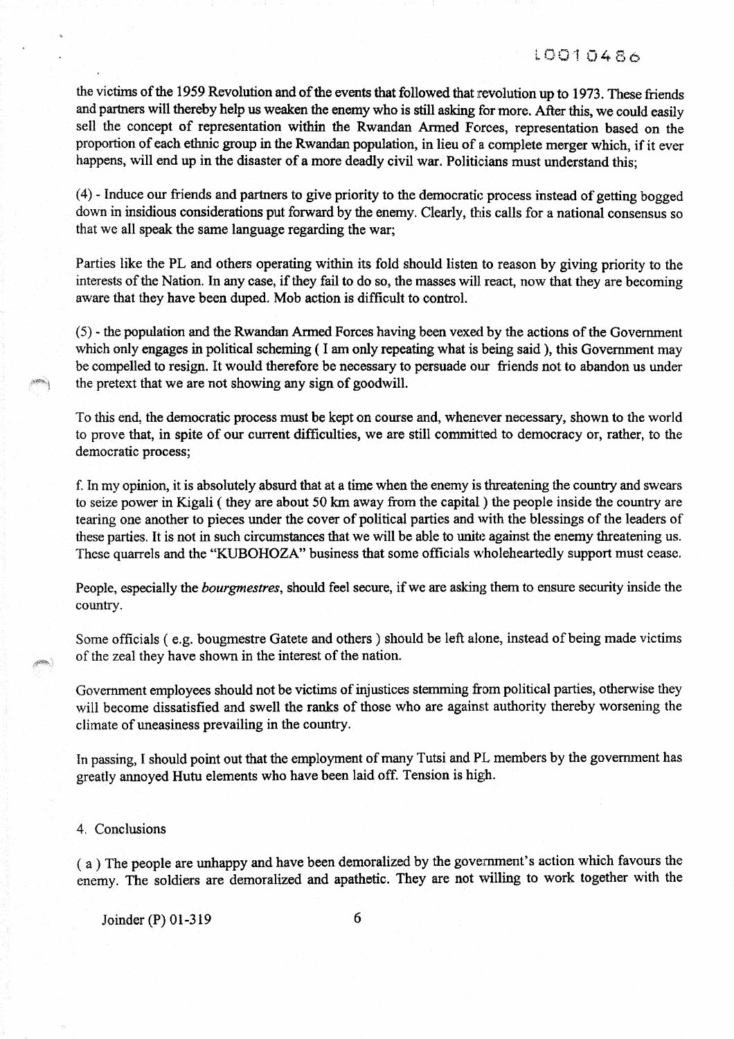the victims of the 1959 Revolution and of the events that followed that revolution up to 1973. These friends and partners will thereby help us weaken the enemy who is still asking for more. After this, we could easily sell the concept of representation within the Rwandan Armed Forces, representation based on the proportion of each ethnic group in the Rwandan population, in lieu of a complete merger which, if it ever happens, will end up in the disaster of a more deadly civil war. Politicians must understand this;

(4) - Induce our friends and partners to give priority to the democratic process instead of getting bogged down in insidious considerations put forward by the enemy. Clearly, this calls for a national consensus so that we all speak the same language regarding the war;

Parties like the PL and others operating within its fold should listen to reason by giving priority to the interests of the Nation. In any case, if they fail to do so, the masses will react, now that they are becoming aware that they have been duped. Mob action is difficult to control.

(5) - the population and the Rwandan Armed Forces having been vexed by the actions of the Government which only engages in political scheming ( I am only repeating what is being said ), this Government may be compelled to resign. It would therefore be necessary to persuade our friends not to abandon us under the pretext that we are not showing any sign of goodwill.

To this end, the democratic process must be kept on course and, whenever necessary, shown to the world to prove that, in spite of our current difficulties, we are still committed to democracy or, rather, to the democratic process;

f. In my opinion, it is absolutely absurd that at a time when the enemy is threatening the country and swears to seize power in Kigali ( they are about 50 km away from the capital ) the people inside the country are tearing one another to pieces under the cover of political parties and with the blessings of the leaders of these parties. It is not in such circumstances that we will be able to unite against the enemy threatening us. These quarrels and the "KUBOHOZA" business that some officials wholeheartedly support must cease.

People, especially the *bourgmestres*, should feel secure, if we are asking them to ensure security inside the country.

Some officials ( e.g. bougmestre Gatete and others ) should be left alone, instead of being made victims of the zeal they have shown in the interest of the nation.

Government employees should not be victims of injustices stemming from political parties, otherwise they will become dissatisfied and swell the ranks of those who are against authority thereby worsening the climate of uneasiness prevailing in the country.

In passing, I should point out that the employment of many Tutsi and PL members by the government has greatly annoyed Hutu elements who have been laid off. Tension is high.

4. Conclusions

( a ) The people are unhappy and have been demoralized by the government's action which favours the enemy. The soldiers are demoralized and apathetic. They are not willing to work together with the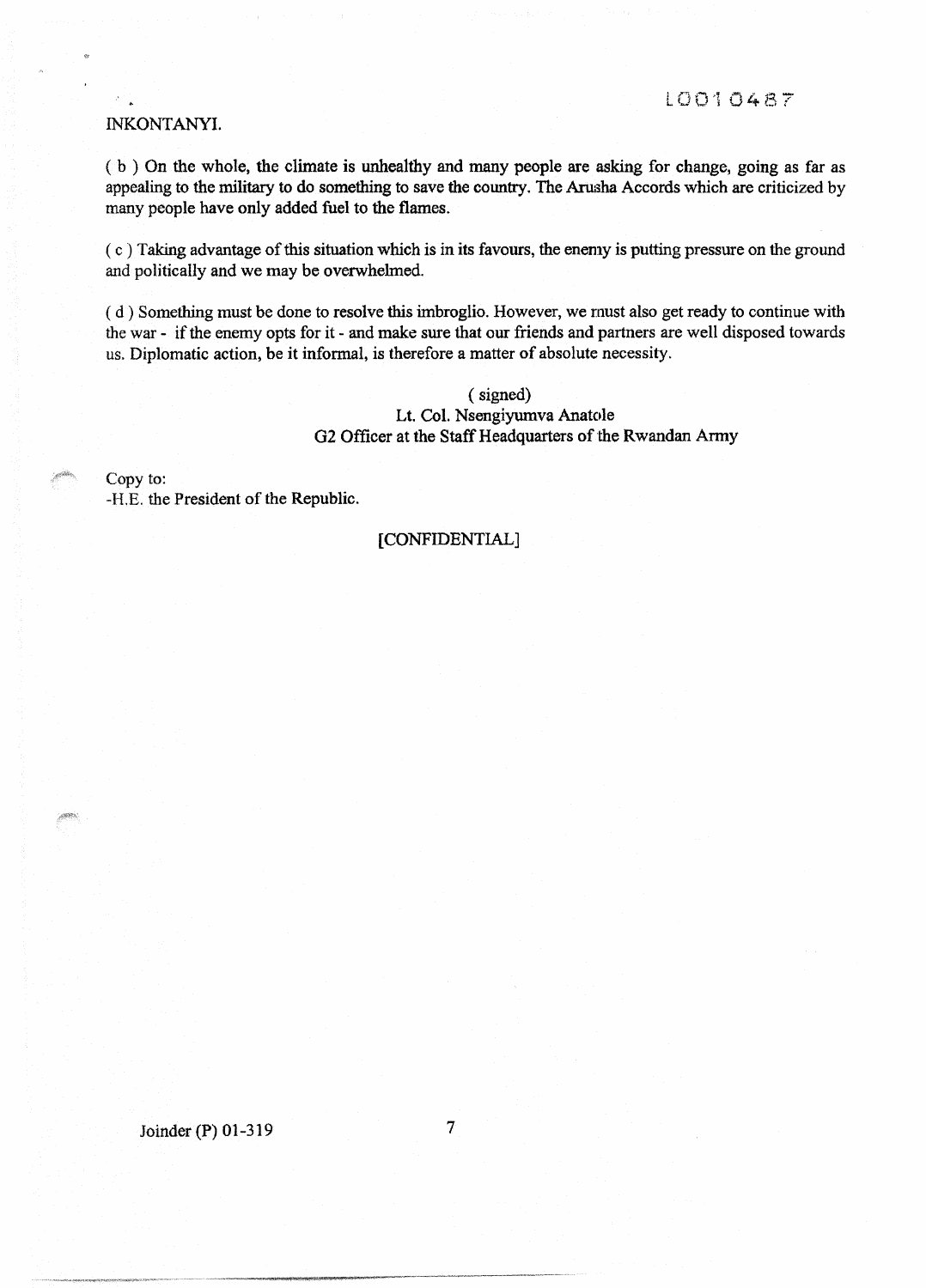INKONTANYI.

( b ) On the whole, the climate is unhealthy and many people are asking for change, going as far as appealing to the military to do something to save the country. The Arusha Accords which are criticized by many people have only added fuel to the flames.

( c ) Taking advantage of this situation which is in its favours, the enemy is putting pressure on the ground and politically and we may be overwhelmed.

( d ) Something must be done to resolve this imbroglio. However, we must also get ready to continue with the war - if the enemy opts for it - and make sure that our friends and partners are well disposed towards us. Diplomatic action, be it informal, is therefore a matter of absolute necessity.

( signed )
Lt. Col. Nsengiyumva Anatole
G2 Officer at the Staff Headquarters of the Rwandan Army

Copy to:
-H.E. the President of the Republic.

[CONFIDENTIAL]